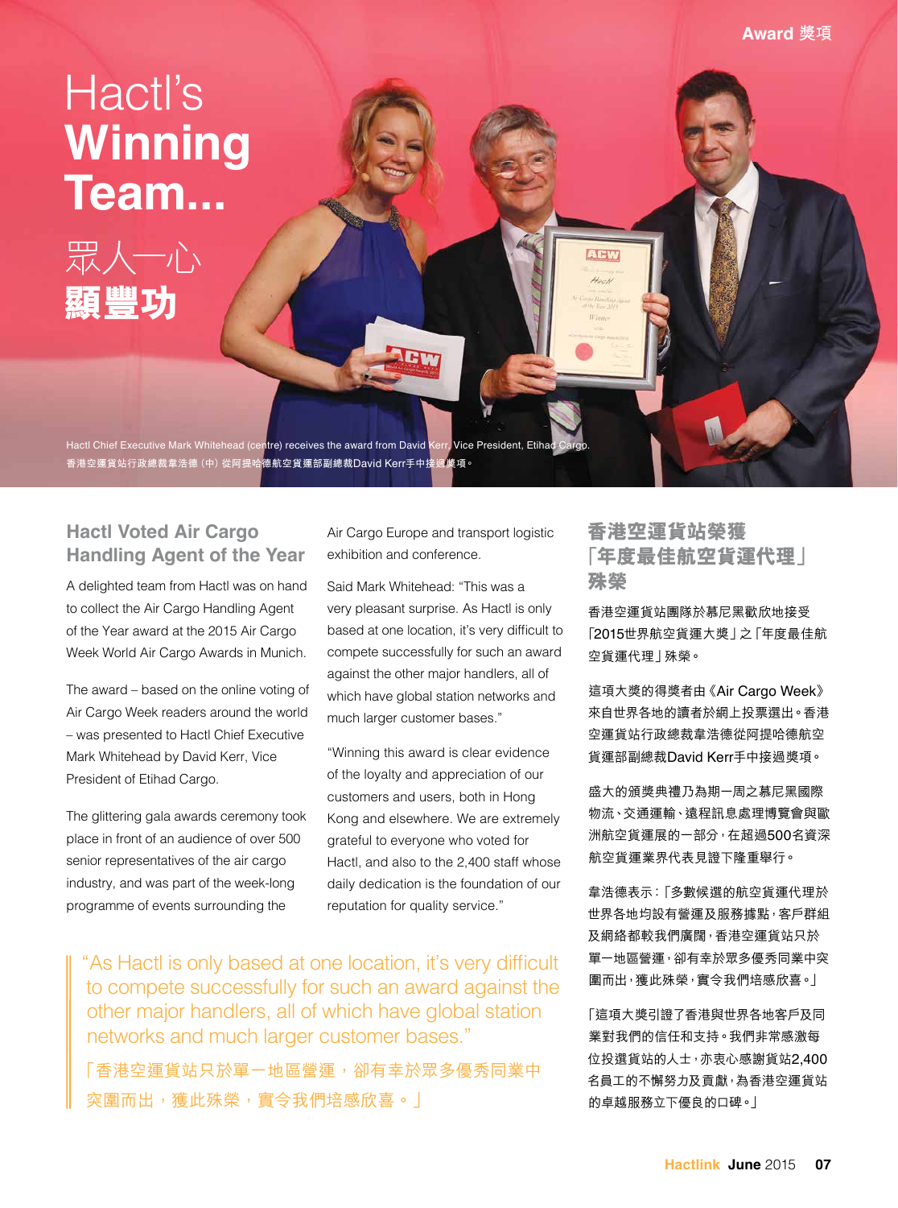# Hactl's **Winning Team...**

# 眾人一心 **顯豐功**

Hactl Chief Executive Mark Whitehead (centre) receives the award from David Kerr, Vice President, Etihad Cargo.
香港空運貨站行政總裁韋浩德（中）從阿提哈德航空貨運部副總裁David Kerr手中接過獎項。

## Hactl Voted Air Cargo Handling Agent of the Year

A delighted team from Hactl was on hand to collect the Air Cargo Handling Agent of the Year award at the 2015 Air Cargo Week World Air Cargo Awards in Munich.

The award – based on the online voting of Air Cargo Week readers around the world – was presented to Hactl Chief Executive Mark Whitehead by David Kerr, Vice President of Etihad Cargo.

The glittering gala awards ceremony took place in front of an audience of over 500 senior representatives of the air cargo industry, and was part of the week-long programme of events surrounding the Air Cargo Europe and transport logistic exhibition and conference.

Said Mark Whitehead: "This was a very pleasant surprise. As Hactl is only based at one location, it's very difficult to compete successfully for such an award against the other major handlers, all of which have global station networks and much larger customer bases."

"Winning this award is clear evidence of the loyalty and appreciation of our customers and users, both in Hong Kong and elsewhere. We are extremely grateful to everyone who voted for Hactl, and also to the 2,400 staff whose daily dedication is the foundation of our reputation for quality service."

> "As Hactl is only based at one location, it's very difficult to compete successfully for such an award against the other major handlers, all of which have global station networks and much larger customer bases."
>
> 「香港空運貨站只於單一地區營運，卻有幸於眾多優秀同業中突圍而出，獲此殊榮，實令我們倍感欣喜。」

## 香港空運貨站榮獲「年度最佳航空貨運代理」殊榮

香港空運貨站團隊於慕尼黑歡欣地接受「2015世界航空貨運大獎」之「年度最佳航空貨運代理」殊榮。

這項大獎的得獎者由《Air Cargo Week》來自世界各地的讀者於網上投票選出。香港空運貨站行政總裁韋浩德從阿提哈德航空貨運部副總裁David Kerr手中接過獎項。

盛大的頒獎典禮乃為期一周之慕尼黑國際物流、交通運輸、遠程訊息處理博覽會與歐洲航空貨運展的一部分，在超過500名資深航空貨運業界代表見證下隆重舉行。

韋浩德表示：「多數候選的航空貨運代理於世界各地均設有營運及服務據點，客戶群組及網絡都較我們廣闊，香港空運貨站只於單一地區營運，卻有幸於眾多優秀同業中突圍而出，獲此殊榮，實令我們倍感欣喜。」

「這項大獎引證了香港與世界各地客戶及同業對我們的信任和支持。我們非常感激每位投選貨站的人士，亦衷心感謝貨站2,400名員工的不懈努力及貢獻，為香港空運貨站的卓越服務立下優良的口碑。」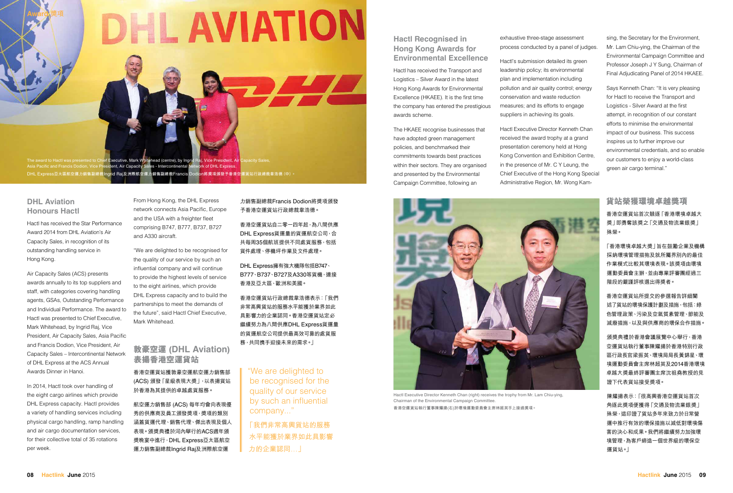Award 獎項

The award to Hactl was presented to Chief Executive, Mark Whitehead (centre), by Ingrid Raj, Vice President, Air Capacity Sales, Asia Pacific and Francis Dodion, Vice President, Air Capacity Sales - Intercontinental Network of DHL Express.
DHL Express亞太區航空運力銷售副總裁Ingrid Raj及洲際航空運力銷售副總裁Francis Dodion將獎項頒發予香港空運貨站行政總裁韋浩德（中）。

## DHL Aviation Honours Hactl

Hactl has received the Star Performance Award 2014 from DHL Aviation's Air Capacity Sales, in recognition of its outstanding handling service in Hong Kong.

Air Capacity Sales (ACS) presents awards annually to its top suppliers and staff, with categories covering handling agents, GSAs, Outstanding Performance and Individual Performance. The award to Hactl was presented to Chief Executive, Mark Whitehead, by Ingrid Raj, Vice President, Air Capacity Sales, Asia Pacific and Francis Dodion, Vice President, Air Capacity Sales – Intercontinental Network of DHL Express at the ACS Annual Awards Dinner in Hanoi.

In 2014, Hactl took over handling of the eight cargo airlines which provide DHL Express capacity. Hactl provides a variety of handling services including physical cargo handling, ramp handling and air cargo documentation services, for their collective total of 35 rotations per week.

From Hong Kong, the DHL Express network connects Asia Pacific, Europe and the USA with a freighter fleet comprising B747, B777, B737, B727 and A330 aircraft.

"We are delighted to be recognised for the quality of our service by such an influential company and will continue to provide the highest levels of service to the eight airlines, which provide DHL Express capacity and to build the partnerships to meet the demands of the future", said Hactl Chief Executive, Mark Whitehead.

## 敦豪空運 (DHL Aviation) 表揚香港空運貨站

香港空運貨站獲敦豪空運航空運力銷售部 (ACS) 頒發「星級表現大獎」，以表揚貨站於香港為其提供的卓越處貨服務。

航空運力銷售部 (ACS) 每年均會向表現優秀的供應商及員工頒發獎項，獎項的類別涵蓋貨運代理、銷售代理、傑出表現及個人表現。頒獎典禮於河內舉行的ACS週年頒獎晚宴中進行，DHL Express亞太區航空運力銷售副總裁Ingrid Raj及洲際航空運力銷售副總裁Francis Dodion將獎項頒發予香港空運貨站行政總裁韋浩德。

香港空運貨站自二零一四年起，為八間供應DHL Express貨運量的貨運航空公司，合共每周35個航班提供不同處貨服務，包括貨件處理、停機坪作業及文件處理。

DHL Express擁有強大機隊包括B747、B777、B737、B727及A330等貨機，連接香港及亞太區、歐洲和美國。

香港空運貨站行政總裁韋浩德表示：「我們非常高興貨站的服務水平能獲於業界如此具影響力的企業認同。香港空運貨站定必繼續努力為八間供應DHL Express貨運量的貨運航空公司提供最高效可靠的處貨服務，共同攜手迎接未來的需求。」

"We are delighted to be recognised for the quality of our service by such an influential company..."

「我們非常高興貨站的服務水平能獲於業界如此具影響力的企業認同...」

## Hactl Recognised in Hong Kong Awards for Environmental Excellence

Hactl has received the Transport and Logistics – Silver Award in the latest Hong Kong Awards for Environmental Excellence (HKAEE). It is the first time the company has entered the prestigious awards scheme.

The HKAEE recognise businesses that have adopted green management policies, and benchmarked their commitments towards best practices within their sectors. They are organised and presented by the Environmental Campaign Committee, following an exhaustive three-stage assessment process conducted by a panel of judges.

Hactl's submission detailed its green leadership policy; its environmental plan and implementation including pollution and air quality control; energy conservation and waste reduction measures; and its efforts to engage suppliers in achieving its goals.

Hactl Executive Director Kenneth Chan received the award trophy at a grand presentation ceremony held at Hong Kong Convention and Exhibition Centre, in the presence of Mr. C Y Leung, the Chief Executive of the Hong Kong Special Administrative Region, Mr. Wong Kam-sing, the Secretary for the Environment, Mr. Lam Chiu-ying, the Chairman of the Environmental Campaign Committee and Professor Joseph J Y Sung, Chairman of Final Adjudicating Panel of 2014 HKAEE.

Says Kenneth Chan: "It is very pleasing for Hactl to receive the Transport and Logistics - Silver Award at the first attempt, in recognition of our constant efforts to minimise the environmental impact of our business. This success inspires us to further improve our environmental credentials, and so enable our customers to enjoy a world-class green air cargo terminal."

Hactl Executive Director Kenneth Chan (right) receives the trophy from Mr. Lam Chiu-ying, Chairman of the Environmental Campaign Committee.
香港空運貨站執行董事陳耀揚(右)於環境運動委員會主席林超英手上接過獎項。

## 貨站榮獲環境卓越獎項

香港空運貨站首次競逐「香港環境卓越大獎」即勇奪該獎之「交通及物流業銀獎」殊榮。

「香港環境卓越大獎」旨在鼓勵企業及機構採納環境管理措施及就所屬界別內的最佳作業模式比較其環境表現。該獎項由環境運動委員會主辦，並由專業評審團經過三階段的嚴謹評核選出得獎者。

香港空運貨站所提交的參選報告詳細闡述了貨站的環境保護計劃及措施，包括：綠色管理政策、污染及空氣質素管理、節能及減廢措施，以及與供應商的環保合作措施。

頒獎典禮於香港會議展覽中心舉行，香港空運貨站執行董事陳耀揚於香港特別行政區行政長官梁振英、環境局局長黃錦星、環境運動委員會主席林超英及2014香港環境卓越大獎最終評審團主席沈祖堯教授的見證下代表貨站接受獎項。

陳耀揚表示：「很高興香港空運貨站首次角逐此獎項便獲得「交通及物流業銀獎」殊榮，這印證了貨站多年來致力於日常營運中推行有效的環保措施以減低對環境傷害的決心和成果。我們將繼續努力加強環境管理，為客戶締造一個世界級的環保空運貨站。」